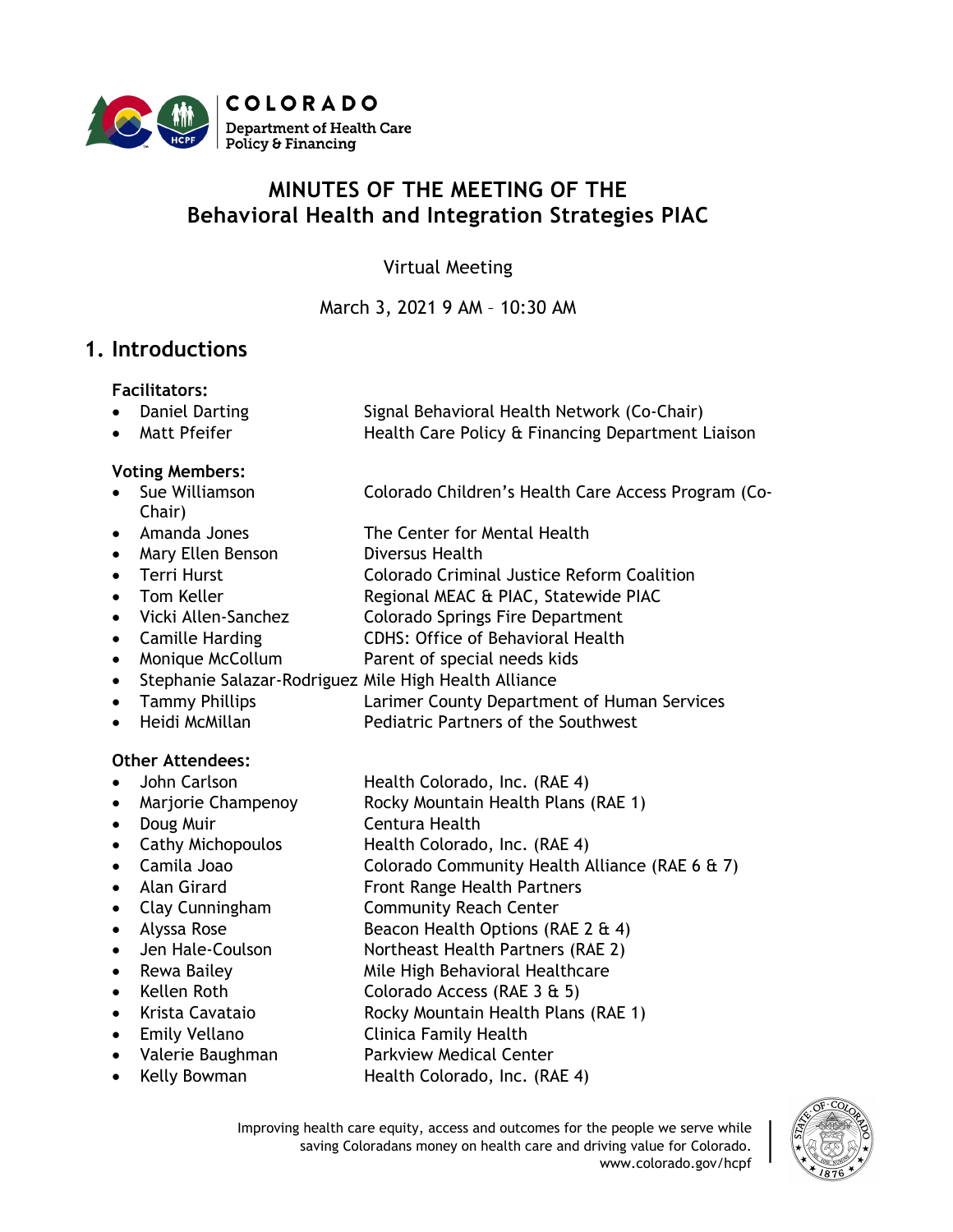# MINUTES OF THE MEETING OF THE Behavioral Health and Integration Strategies PIAC

Virtual Meeting

March 3, 2021 9 AM – 10:30 AM

## 1. Introductions

**Facilitators:**

- Daniel Darting — Signal Behavioral Health Network (Co-Chair)
- Matt Pfeifer — Health Care Policy & Financing Department Liaison

**Voting Members:**

- Sue Williamson — Colorado Children's Health Care Access Program (Co-Chair)
- Amanda Jones — The Center for Mental Health
- Mary Ellen Benson — Diversus Health
- Terri Hurst — Colorado Criminal Justice Reform Coalition
- Tom Keller — Regional MEAC & PIAC, Statewide PIAC
- Vicki Allen-Sanchez — Colorado Springs Fire Department
- Camille Harding — CDHS: Office of Behavioral Health
- Monique McCollum — Parent of special needs kids
- Stephanie Salazar-Rodriguez — Mile High Health Alliance
- Tammy Phillips — Larimer County Department of Human Services
- Heidi McMillan — Pediatric Partners of the Southwest

**Other Attendees:**

- John Carlson — Health Colorado, Inc. (RAE 4)
- Marjorie Champenoy — Rocky Mountain Health Plans (RAE 1)
- Doug Muir — Centura Health
- Cathy Michopoulos — Health Colorado, Inc. (RAE 4)
- Camila Joao — Colorado Community Health Alliance (RAE 6 & 7)
- Alan Girard — Front Range Health Partners
- Clay Cunningham — Community Reach Center
- Alyssa Rose — Beacon Health Options (RAE 2 & 4)
- Jen Hale-Coulson — Northeast Health Partners (RAE 2)
- Rewa Bailey — Mile High Behavioral Healthcare
- Kellen Roth — Colorado Access (RAE 3 & 5)
- Krista Cavataio — Rocky Mountain Health Plans (RAE 1)
- Emily Vellano — Clinica Family Health
- Valerie Baughman — Parkview Medical Center
- Kelly Bowman — Health Colorado, Inc. (RAE 4)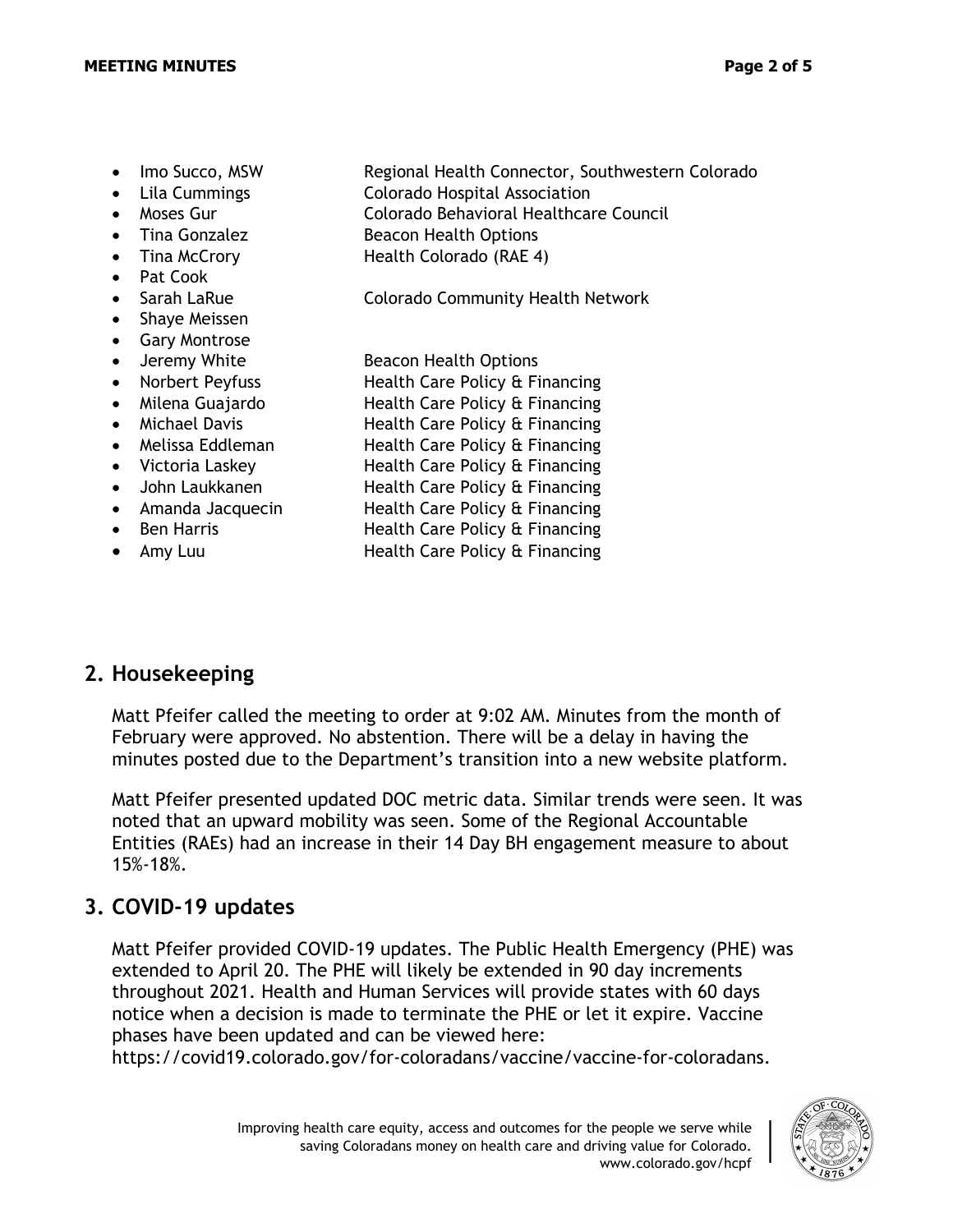- Imo Succo, MSW — Regional Health Connector, Southwestern Colorado
- Lila Cummings — Colorado Hospital Association
- Moses Gur — Colorado Behavioral Healthcare Council
- Tina Gonzalez — Beacon Health Options
- Tina McCrory — Health Colorado (RAE 4)
- Pat Cook
- Sarah LaRue — Colorado Community Health Network
- Shaye Meissen
- Gary Montrose
- Jeremy White — Beacon Health Options
- Norbert Peyfuss — Health Care Policy & Financing
- Milena Guajardo — Health Care Policy & Financing
- Michael Davis — Health Care Policy & Financing
- Melissa Eddleman — Health Care Policy & Financing
- Victoria Laskey — Health Care Policy & Financing
- John Laukkanen — Health Care Policy & Financing
- Amanda Jacquecin — Health Care Policy & Financing
- Ben Harris — Health Care Policy & Financing
- Amy Luu — Health Care Policy & Financing

## 2. Housekeeping

Matt Pfeifer called the meeting to order at 9:02 AM. Minutes from the month of February were approved. No abstention. There will be a delay in having the minutes posted due to the Department's transition into a new website platform.

Matt Pfeifer presented updated DOC metric data. Similar trends were seen. It was noted that an upward mobility was seen. Some of the Regional Accountable Entities (RAEs) had an increase in their 14 Day BH engagement measure to about 15%-18%.

## 3. COVID-19 updates

Matt Pfeifer provided COVID-19 updates. The Public Health Emergency (PHE) was extended to April 20. The PHE will likely be extended in 90 day increments throughout 2021. Health and Human Services will provide states with 60 days notice when a decision is made to terminate the PHE or let it expire. Vaccine phases have been updated and can be viewed here: https://covid19.colorado.gov/for-coloradans/vaccine/vaccine-for-coloradans.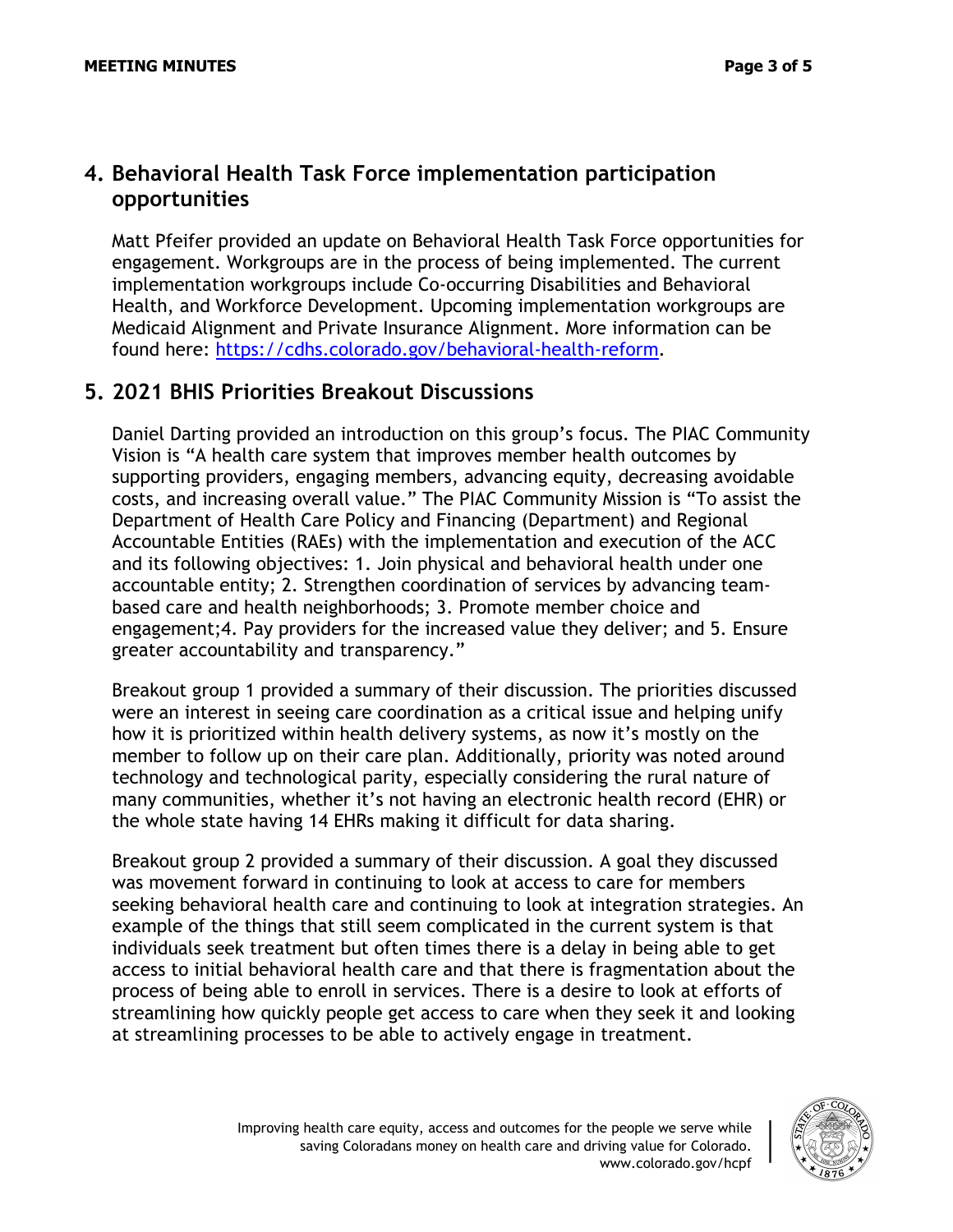## 4. Behavioral Health Task Force implementation participation opportunities

Matt Pfeifer provided an update on Behavioral Health Task Force opportunities for engagement. Workgroups are in the process of being implemented. The current implementation workgroups include Co-occurring Disabilities and Behavioral Health, and Workforce Development. Upcoming implementation workgroups are Medicaid Alignment and Private Insurance Alignment. More information can be found here: https://cdhs.colorado.gov/behavioral-health-reform.

## 5. 2021 BHIS Priorities Breakout Discussions

Daniel Darting provided an introduction on this group's focus. The PIAC Community Vision is "A health care system that improves member health outcomes by supporting providers, engaging members, advancing equity, decreasing avoidable costs, and increasing overall value." The PIAC Community Mission is "To assist the Department of Health Care Policy and Financing (Department) and Regional Accountable Entities (RAEs) with the implementation and execution of the ACC and its following objectives: 1. Join physical and behavioral health under one accountable entity; 2. Strengthen coordination of services by advancing team-based care and health neighborhoods; 3. Promote member choice and engagement;4. Pay providers for the increased value they deliver; and 5. Ensure greater accountability and transparency."

Breakout group 1 provided a summary of their discussion. The priorities discussed were an interest in seeing care coordination as a critical issue and helping unify how it is prioritized within health delivery systems, as now it's mostly on the member to follow up on their care plan. Additionally, priority was noted around technology and technological parity, especially considering the rural nature of many communities, whether it's not having an electronic health record (EHR) or the whole state having 14 EHRs making it difficult for data sharing.

Breakout group 2 provided a summary of their discussion. A goal they discussed was movement forward in continuing to look at access to care for members seeking behavioral health care and continuing to look at integration strategies. An example of the things that still seem complicated in the current system is that individuals seek treatment but often times there is a delay in being able to get access to initial behavioral health care and that there is fragmentation about the process of being able to enroll in services. There is a desire to look at efforts of streamlining how quickly people get access to care when they seek it and looking at streamlining processes to be able to actively engage in treatment.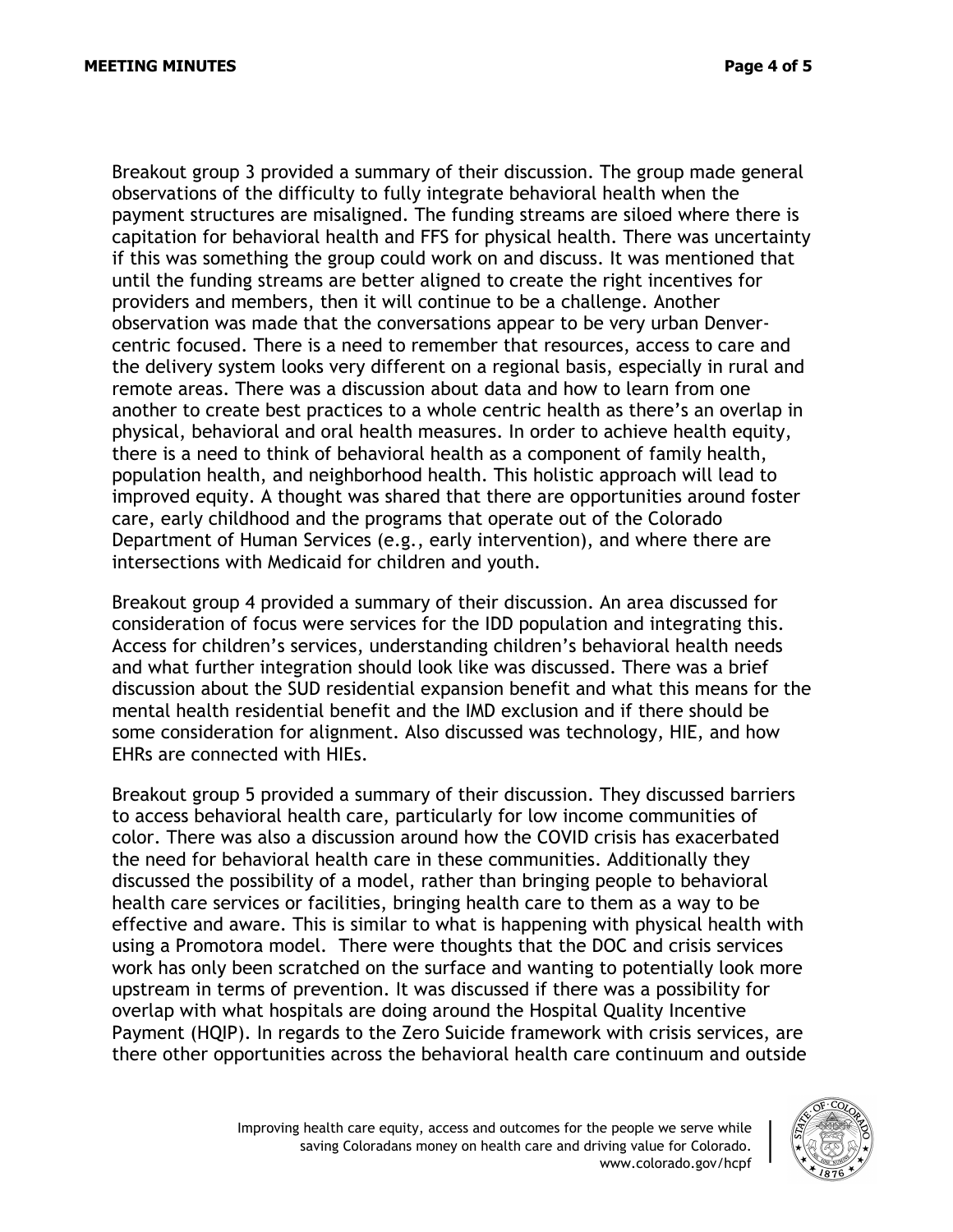Breakout group 3 provided a summary of their discussion. The group made general observations of the difficulty to fully integrate behavioral health when the payment structures are misaligned. The funding streams are siloed where there is capitation for behavioral health and FFS for physical health. There was uncertainty if this was something the group could work on and discuss. It was mentioned that until the funding streams are better aligned to create the right incentives for providers and members, then it will continue to be a challenge. Another observation was made that the conversations appear to be very urban Denver-centric focused. There is a need to remember that resources, access to care and the delivery system looks very different on a regional basis, especially in rural and remote areas. There was a discussion about data and how to learn from one another to create best practices to a whole centric health as there's an overlap in physical, behavioral and oral health measures. In order to achieve health equity, there is a need to think of behavioral health as a component of family health, population health, and neighborhood health. This holistic approach will lead to improved equity. A thought was shared that there are opportunities around foster care, early childhood and the programs that operate out of the Colorado Department of Human Services (e.g., early intervention), and where there are intersections with Medicaid for children and youth.

Breakout group 4 provided a summary of their discussion. An area discussed for consideration of focus were services for the IDD population and integrating this. Access for children's services, understanding children's behavioral health needs and what further integration should look like was discussed. There was a brief discussion about the SUD residential expansion benefit and what this means for the mental health residential benefit and the IMD exclusion and if there should be some consideration for alignment. Also discussed was technology, HIE, and how EHRs are connected with HIEs.

Breakout group 5 provided a summary of their discussion. They discussed barriers to access behavioral health care, particularly for low income communities of color. There was also a discussion around how the COVID crisis has exacerbated the need for behavioral health care in these communities. Additionally they discussed the possibility of a model, rather than bringing people to behavioral health care services or facilities, bringing health care to them as a way to be effective and aware. This is similar to what is happening with physical health with using a Promotora model. There were thoughts that the DOC and crisis services work has only been scratched on the surface and wanting to potentially look more upstream in terms of prevention. It was discussed if there was a possibility for overlap with what hospitals are doing around the Hospital Quality Incentive Payment (HQIP). In regards to the Zero Suicide framework with crisis services, are there other opportunities across the behavioral health care continuum and outside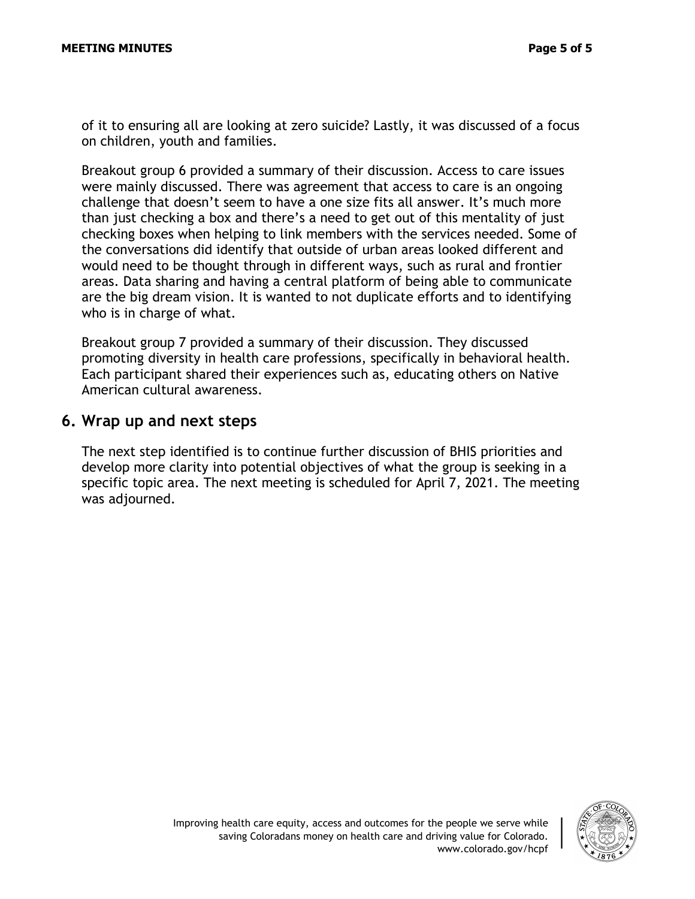of it to ensuring all are looking at zero suicide? Lastly, it was discussed of a focus on children, youth and families.

Breakout group 6 provided a summary of their discussion. Access to care issues were mainly discussed. There was agreement that access to care is an ongoing challenge that doesn't seem to have a one size fits all answer. It's much more than just checking a box and there's a need to get out of this mentality of just checking boxes when helping to link members with the services needed. Some of the conversations did identify that outside of urban areas looked different and would need to be thought through in different ways, such as rural and frontier areas. Data sharing and having a central platform of being able to communicate are the big dream vision. It is wanted to not duplicate efforts and to identifying who is in charge of what.

Breakout group 7 provided a summary of their discussion. They discussed promoting diversity in health care professions, specifically in behavioral health. Each participant shared their experiences such as, educating others on Native American cultural awareness.

## 6. Wrap up and next steps

The next step identified is to continue further discussion of BHIS priorities and develop more clarity into potential objectives of what the group is seeking in a specific topic area. The next meeting is scheduled for April 7, 2021. The meeting was adjourned.